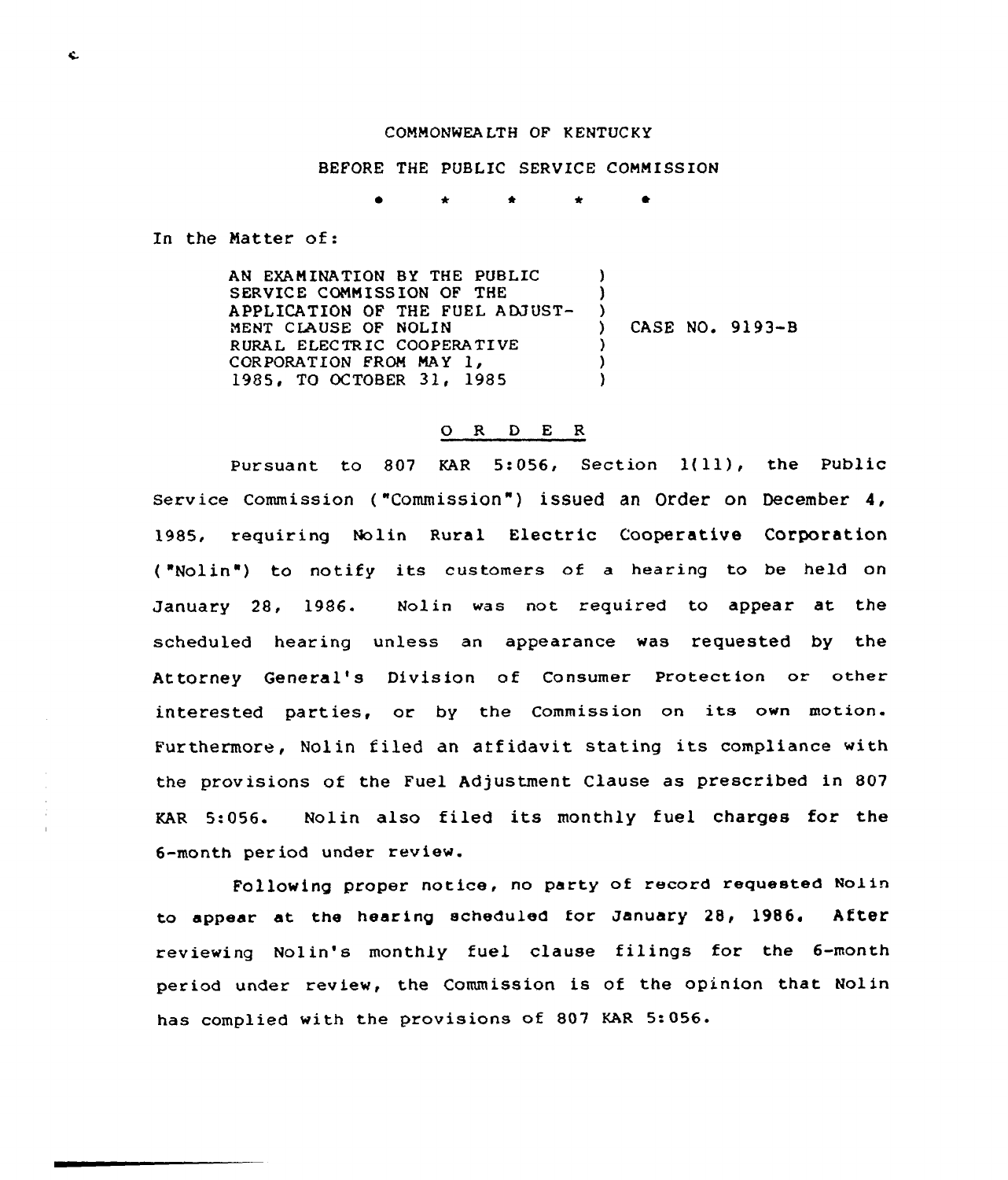COMMONWEALTH OF KENTUCKY

BEFORE THE PUBLIC SERVICE COMMISSION

\* \* \* \* \*

In the Matter of:

| | | |
|---|---|---|
| AN EXAMINATION BY THE PUBLIC SERVICE COMMISSION OF THE APPLICATION OF THE FUEL ADJUSTMENT CLAUSE OF NOLIN RURAL ELECTRIC COOPERATIVE CORPORATION FROM MAY 1, 1985, TO OCTOBER 31, 1985 | ) | CASE NO. 9193-B |

## O R D E R

Pursuant to 807 KAR 5:056, Section 1(11), the Public Service Commission ("Commission") issued an Order on December 4, 1985, requiring Nolin Rural Electric Cooperative Corporation ("Nolin") to notify its customers of a hearing to be held on January 28, 1986. Nolin was not required to appear at the scheduled hearing unless an appearance was requested by the Attorney General's Division of Consumer Protection or other interested parties, or by the Commission on its own motion. Furthermore, Nolin filed an affidavit stating its compliance with the provisions of the Fuel Adjustment Clause as prescribed in 807 KAR 5:056. Nolin also filed its monthly fuel charges for the 6-month period under review.

Following proper notice, no party of record requested Nolin to appear at the hearing scheduled for January 28, 1986. After reviewing Nolin's monthly fuel clause filings for the 6-month period under review, the Commission is of the opinion that Nolin has complied with the provisions of 807 KAR 5:056.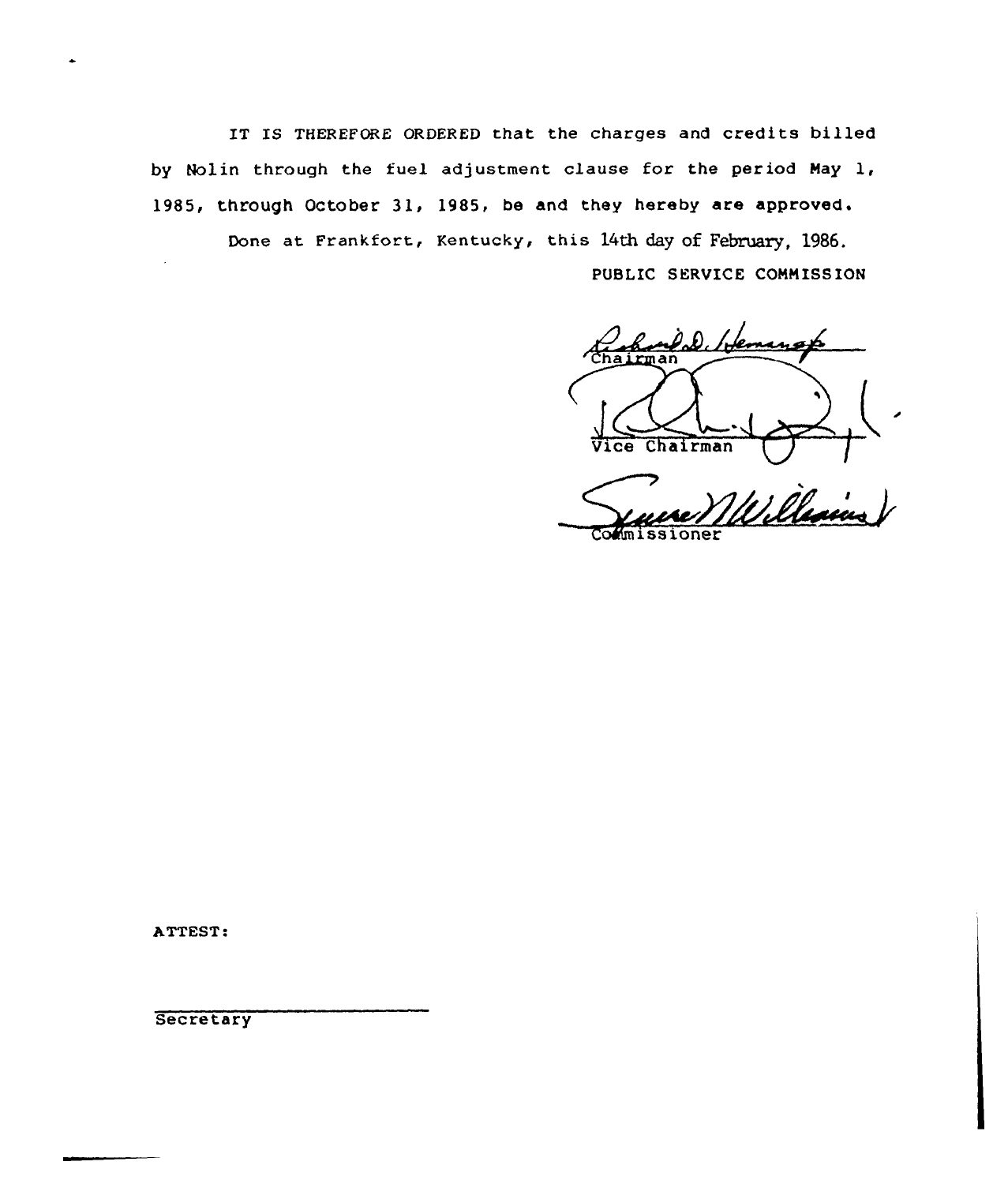IT IS THEREFORE ORDERED that the charges and credits billed by Nolin through the fuel adjustment clause for the period May 1, 1985, through October 31, 1985, be and they hereby are approved.

Done at Frankfort, Kentucky, this 14th day of February, 1986.

PUBLIC SERVICE COMMISSION

Chairman

Vice Chairman

Commissioner

ATTEST:

Secretary